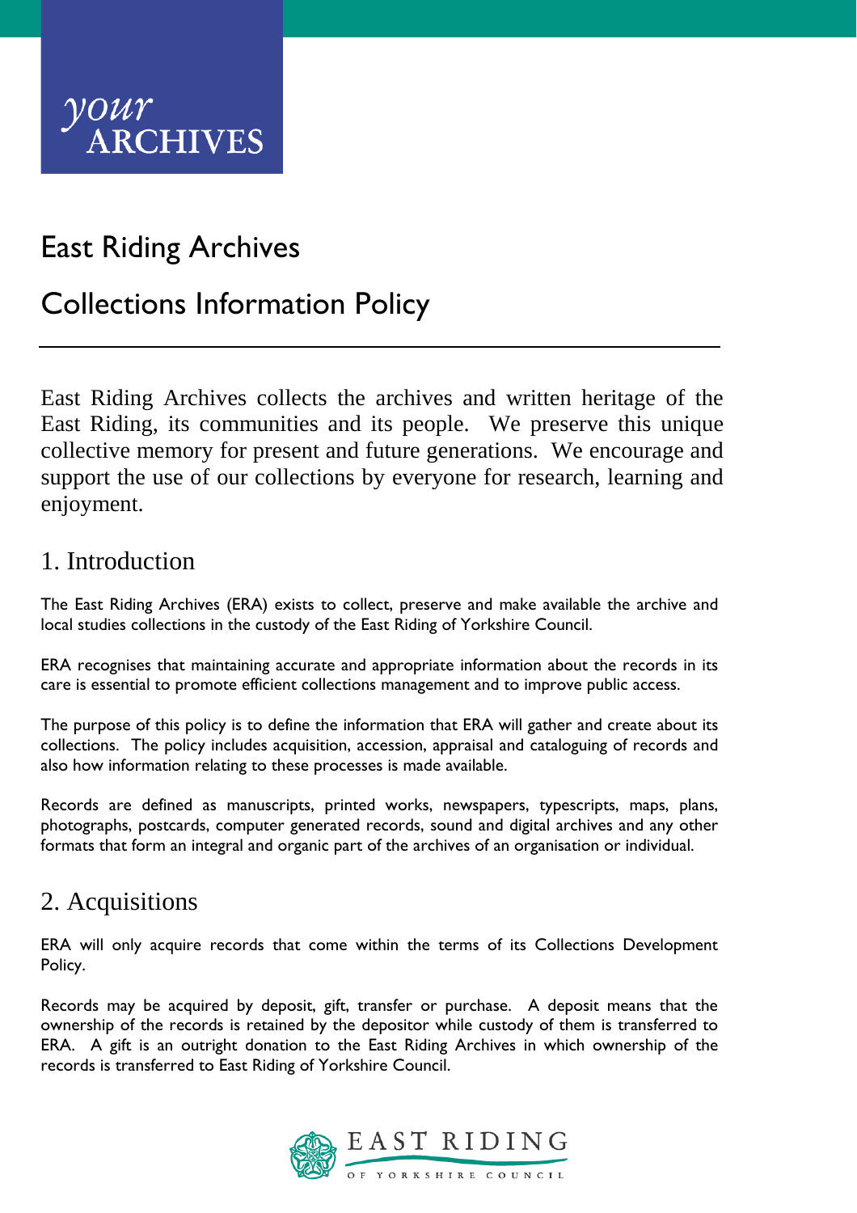your ARCHIVES

# East Riding Archives

# Collections Information Policy

East Riding Archives collects the archives and written heritage of the East Riding, its communities and its people. We preserve this unique collective memory for present and future generations. We encourage and support the use of our collections by everyone for research, learning and enjoyment.

## 1. Introduction

The East Riding Archives (ERA) exists to collect, preserve and make available the archive and local studies collections in the custody of the East Riding of Yorkshire Council.

ERA recognises that maintaining accurate and appropriate information about the records in its care is essential to promote efficient collections management and to improve public access.

The purpose of this policy is to define the information that ERA will gather and create about its collections. The policy includes acquisition, accession, appraisal and cataloguing of records and also how information relating to these processes is made available.

Records are defined as manuscripts, printed works, newspapers, typescripts, maps, plans, photographs, postcards, computer generated records, sound and digital archives and any other formats that form an integral and organic part of the archives of an organisation or individual.

## 2. Acquisitions

ERA will only acquire records that come within the terms of its Collections Development Policy.

Records may be acquired by deposit, gift, transfer or purchase. A deposit means that the ownership of the records is retained by the depositor while custody of them is transferred to ERA. A gift is an outright donation to the East Riding Archives in which ownership of the records is transferred to East Riding of Yorkshire Council.

EAST RIDING OF YORKSHIRE COUNCIL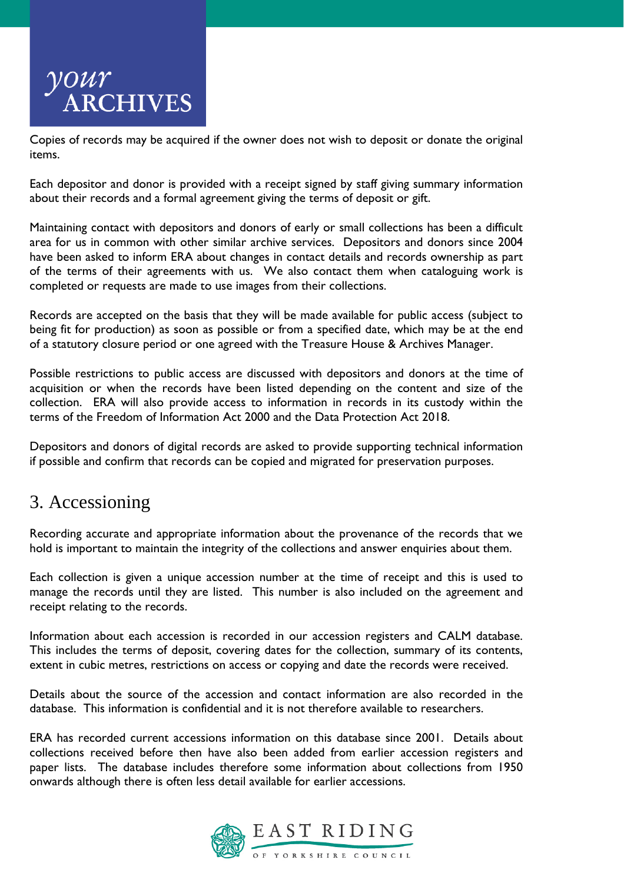Copies of records may be acquired if the owner does not wish to deposit or donate the original items.

Each depositor and donor is provided with a receipt signed by staff giving summary information about their records and a formal agreement giving the terms of deposit or gift.

Maintaining contact with depositors and donors of early or small collections has been a difficult area for us in common with other similar archive services. Depositors and donors since 2004 have been asked to inform ERA about changes in contact details and records ownership as part of the terms of their agreements with us. We also contact them when cataloguing work is completed or requests are made to use images from their collections.

Records are accepted on the basis that they will be made available for public access (subject to being fit for production) as soon as possible or from a specified date, which may be at the end of a statutory closure period or one agreed with the Treasure House & Archives Manager.

Possible restrictions to public access are discussed with depositors and donors at the time of acquisition or when the records have been listed depending on the content and size of the collection. ERA will also provide access to information in records in its custody within the terms of the Freedom of Information Act 2000 and the Data Protection Act 2018.

Depositors and donors of digital records are asked to provide supporting technical information if possible and confirm that records can be copied and migrated for preservation purposes.

## 3. Accessioning

Recording accurate and appropriate information about the provenance of the records that we hold is important to maintain the integrity of the collections and answer enquiries about them.

Each collection is given a unique accession number at the time of receipt and this is used to manage the records until they are listed. This number is also included on the agreement and receipt relating to the records.

Information about each accession is recorded in our accession registers and CALM database. This includes the terms of deposit, covering dates for the collection, summary of its contents, extent in cubic metres, restrictions on access or copying and date the records were received.

Details about the source of the accession and contact information are also recorded in the database. This information is confidential and it is not therefore available to researchers.

ERA has recorded current accessions information on this database since 2001. Details about collections received before then have also been added from earlier accession registers and paper lists. The database includes therefore some information about collections from 1950 onwards although there is often less detail available for earlier accessions.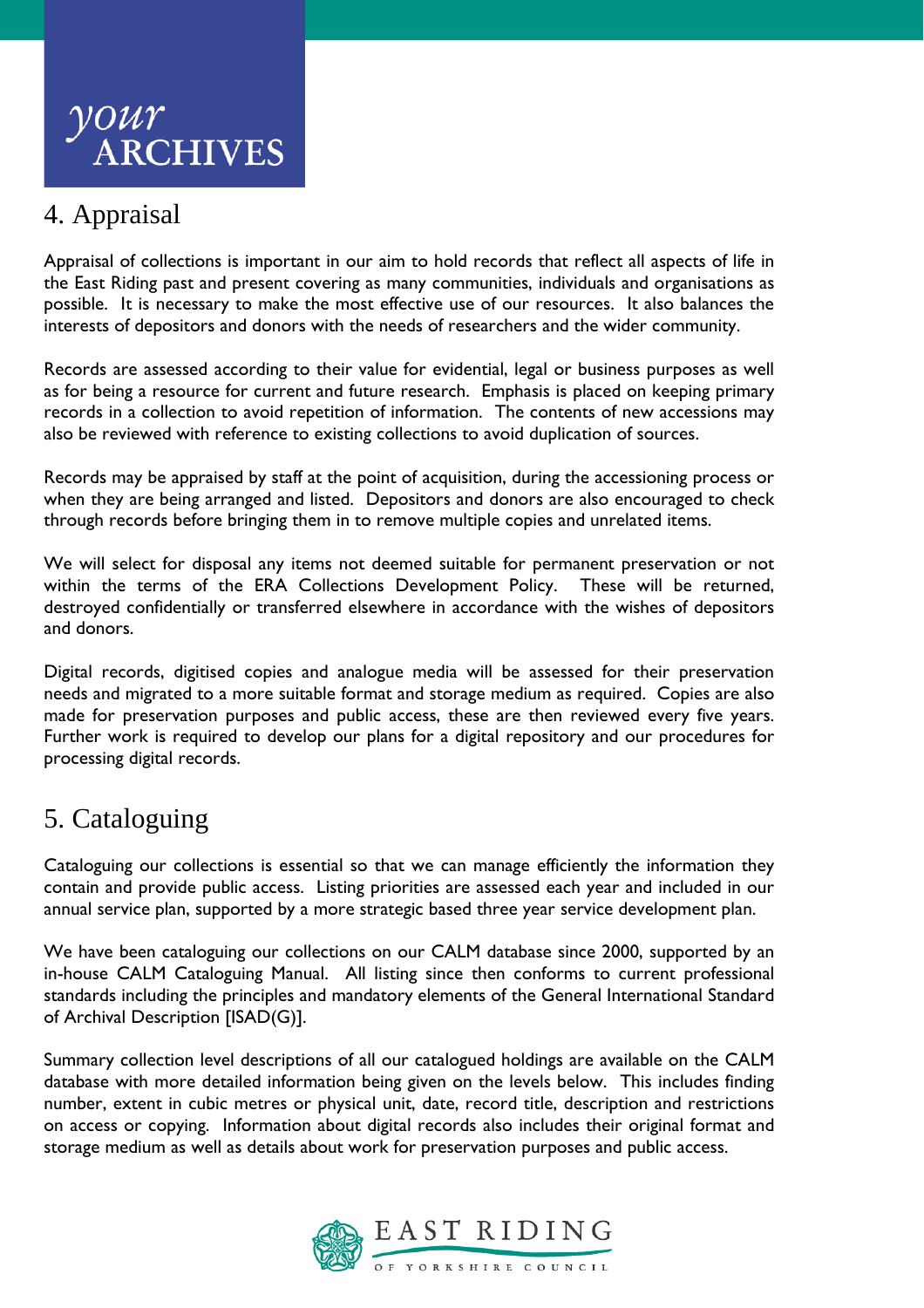## 4. Appraisal

Appraisal of collections is important in our aim to hold records that reflect all aspects of life in the East Riding past and present covering as many communities, individuals and organisations as possible. It is necessary to make the most effective use of our resources. It also balances the interests of depositors and donors with the needs of researchers and the wider community.

Records are assessed according to their value for evidential, legal or business purposes as well as for being a resource for current and future research. Emphasis is placed on keeping primary records in a collection to avoid repetition of information. The contents of new accessions may also be reviewed with reference to existing collections to avoid duplication of sources.

Records may be appraised by staff at the point of acquisition, during the accessioning process or when they are being arranged and listed. Depositors and donors are also encouraged to check through records before bringing them in to remove multiple copies and unrelated items.

We will select for disposal any items not deemed suitable for permanent preservation or not within the terms of the ERA Collections Development Policy. These will be returned, destroyed confidentially or transferred elsewhere in accordance with the wishes of depositors and donors.

Digital records, digitised copies and analogue media will be assessed for their preservation needs and migrated to a more suitable format and storage medium as required. Copies are also made for preservation purposes and public access, these are then reviewed every five years. Further work is required to develop our plans for a digital repository and our procedures for processing digital records.

## 5. Cataloguing

Cataloguing our collections is essential so that we can manage efficiently the information they contain and provide public access. Listing priorities are assessed each year and included in our annual service plan, supported by a more strategic based three year service development plan.

We have been cataloguing our collections on our CALM database since 2000, supported by an in-house CALM Cataloguing Manual. All listing since then conforms to current professional standards including the principles and mandatory elements of the General International Standard of Archival Description [ISAD(G)].

Summary collection level descriptions of all our catalogued holdings are available on the CALM database with more detailed information being given on the levels below. This includes finding number, extent in cubic metres or physical unit, date, record title, description and restrictions on access or copying. Information about digital records also includes their original format and storage medium as well as details about work for preservation purposes and public access.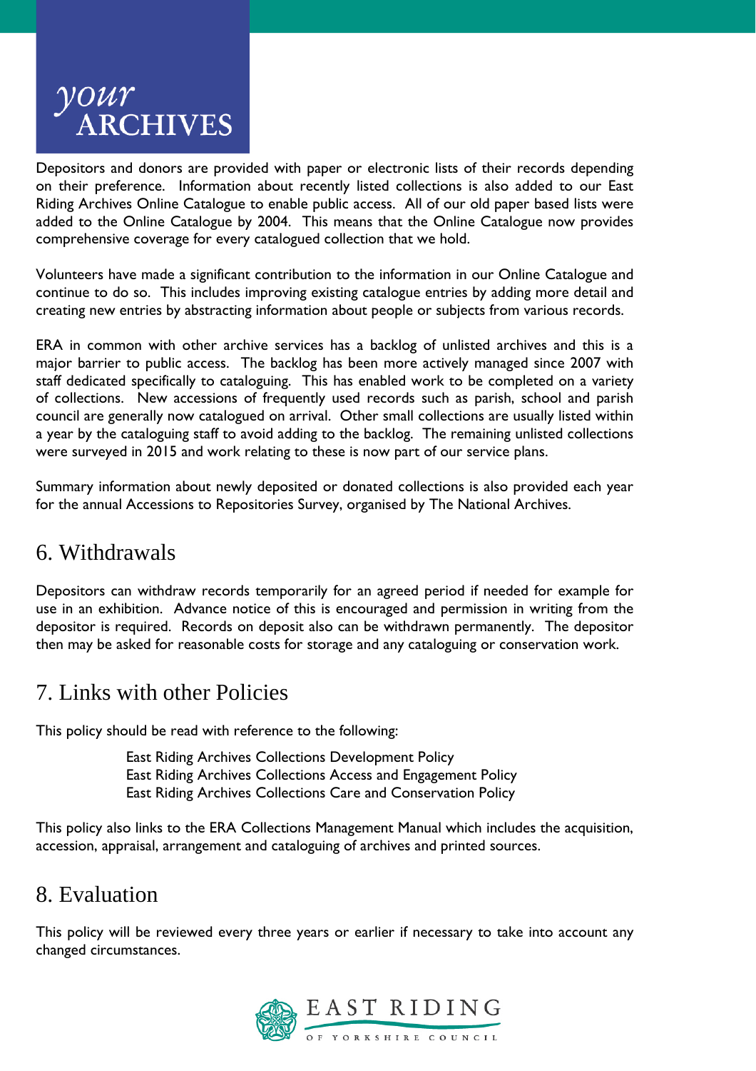Depositors and donors are provided with paper or electronic lists of their records depending on their preference. Information about recently listed collections is also added to our East Riding Archives Online Catalogue to enable public access. All of our old paper based lists were added to the Online Catalogue by 2004. This means that the Online Catalogue now provides comprehensive coverage for every catalogued collection that we hold.

Volunteers have made a significant contribution to the information in our Online Catalogue and continue to do so. This includes improving existing catalogue entries by adding more detail and creating new entries by abstracting information about people or subjects from various records.

ERA in common with other archive services has a backlog of unlisted archives and this is a major barrier to public access. The backlog has been more actively managed since 2007 with staff dedicated specifically to cataloguing. This has enabled work to be completed on a variety of collections. New accessions of frequently used records such as parish, school and parish council are generally now catalogued on arrival. Other small collections are usually listed within a year by the cataloguing staff to avoid adding to the backlog. The remaining unlisted collections were surveyed in 2015 and work relating to these is now part of our service plans.

Summary information about newly deposited or donated collections is also provided each year for the annual Accessions to Repositories Survey, organised by The National Archives.

## 6. Withdrawals

Depositors can withdraw records temporarily for an agreed period if needed for example for use in an exhibition. Advance notice of this is encouraged and permission in writing from the depositor is required. Records on deposit also can be withdrawn permanently. The depositor then may be asked for reasonable costs for storage and any cataloguing or conservation work.

## 7. Links with other Policies

This policy should be read with reference to the following:

East Riding Archives Collections Development Policy
East Riding Archives Collections Access and Engagement Policy
East Riding Archives Collections Care and Conservation Policy

This policy also links to the ERA Collections Management Manual which includes the acquisition, accession, appraisal, arrangement and cataloguing of archives and printed sources.

## 8. Evaluation

This policy will be reviewed every three years or earlier if necessary to take into account any changed circumstances.